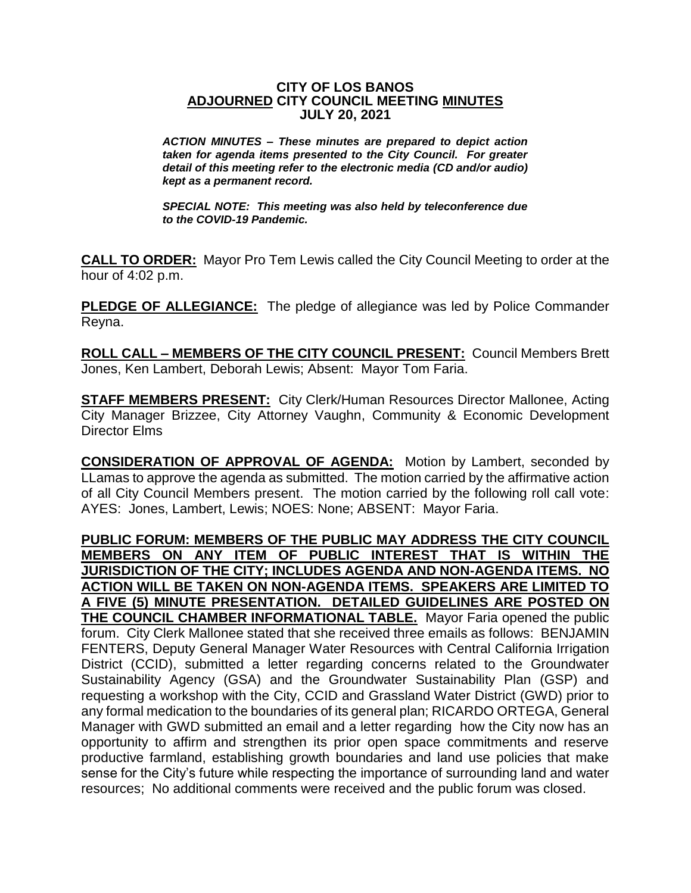# CITY OF LOS BANOS
## ADJOURNED CITY COUNCIL MEETING MINUTES
## JULY 20, 2021

***ACTION MINUTES – These minutes are prepared to depict action taken for agenda items presented to the City Council. For greater detail of this meeting refer to the electronic media (CD and/or audio) kept as a permanent record.***

***SPECIAL NOTE: This meeting was also held by teleconference due to the COVID-19 Pandemic.***

**CALL TO ORDER:** Mayor Pro Tem Lewis called the City Council Meeting to order at the hour of 4:02 p.m.

**PLEDGE OF ALLEGIANCE:** The pledge of allegiance was led by Police Commander Reyna.

**ROLL CALL – MEMBERS OF THE CITY COUNCIL PRESENT:** Council Members Brett Jones, Ken Lambert, Deborah Lewis; Absent: Mayor Tom Faria.

**STAFF MEMBERS PRESENT:** City Clerk/Human Resources Director Mallonee, Acting City Manager Brizzee, City Attorney Vaughn, Community & Economic Development Director Elms

**CONSIDERATION OF APPROVAL OF AGENDA:** Motion by Lambert, seconded by LLamas to approve the agenda as submitted. The motion carried by the affirmative action of all City Council Members present. The motion carried by the following roll call vote: AYES: Jones, Lambert, Lewis; NOES: None; ABSENT: Mayor Faria.

**PUBLIC FORUM: MEMBERS OF THE PUBLIC MAY ADDRESS THE CITY COUNCIL MEMBERS ON ANY ITEM OF PUBLIC INTEREST THAT IS WITHIN THE JURISDICTION OF THE CITY; INCLUDES AGENDA AND NON-AGENDA ITEMS. NO ACTION WILL BE TAKEN ON NON-AGENDA ITEMS. SPEAKERS ARE LIMITED TO A FIVE (5) MINUTE PRESENTATION. DETAILED GUIDELINES ARE POSTED ON THE COUNCIL CHAMBER INFORMATIONAL TABLE.** Mayor Faria opened the public forum. City Clerk Mallonee stated that she received three emails as follows: BENJAMIN FENTERS, Deputy General Manager Water Resources with Central California Irrigation District (CCID), submitted a letter regarding concerns related to the Groundwater Sustainability Agency (GSA) and the Groundwater Sustainability Plan (GSP) and requesting a workshop with the City, CCID and Grassland Water District (GWD) prior to any formal medication to the boundaries of its general plan; RICARDO ORTEGA, General Manager with GWD submitted an email and a letter regarding how the City now has an opportunity to affirm and strengthen its prior open space commitments and reserve productive farmland, establishing growth boundaries and land use policies that make sense for the City's future while respecting the importance of surrounding land and water resources; No additional comments were received and the public forum was closed.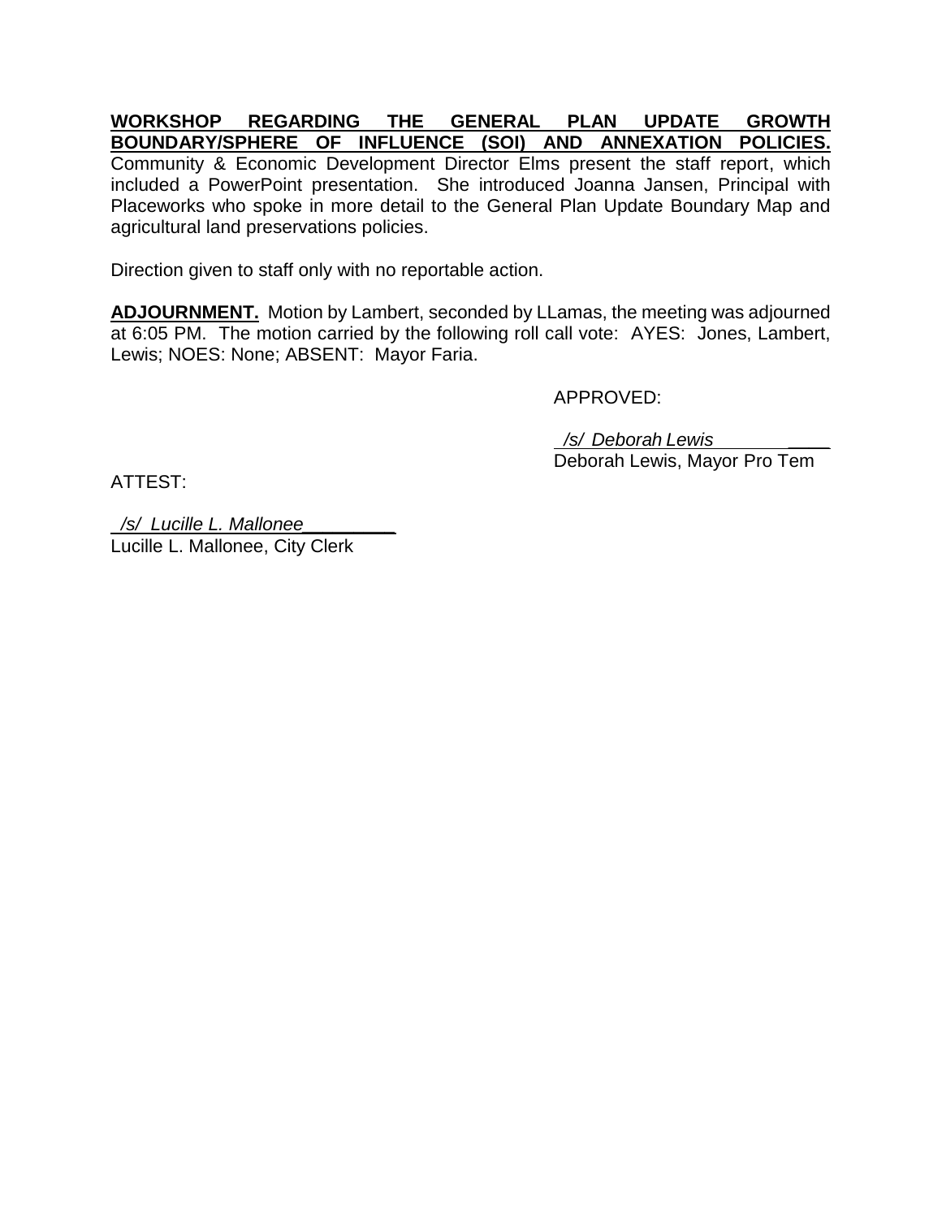**WORKSHOP REGARDING THE GENERAL PLAN UPDATE GROWTH BOUNDARY/SPHERE OF INFLUENCE (SOI) AND ANNEXATION POLICIES.** Community & Economic Development Director Elms present the staff report, which included a PowerPoint presentation. She introduced Joanna Jansen, Principal with Placeworks who spoke in more detail to the General Plan Update Boundary Map and agricultural land preservations policies.

Direction given to staff only with no reportable action.

**ADJOURNMENT.** Motion by Lambert, seconded by LLamas, the meeting was adjourned at 6:05 PM. The motion carried by the following roll call vote: AYES: Jones, Lambert, Lewis; NOES: None; ABSENT: Mayor Faria.

APPROVED:

*/s/ Deborah Lewis*
Deborah Lewis, Mayor Pro Tem

ATTEST:

*/s/ Lucille L. Mallonee*
Lucille L. Mallonee, City Clerk